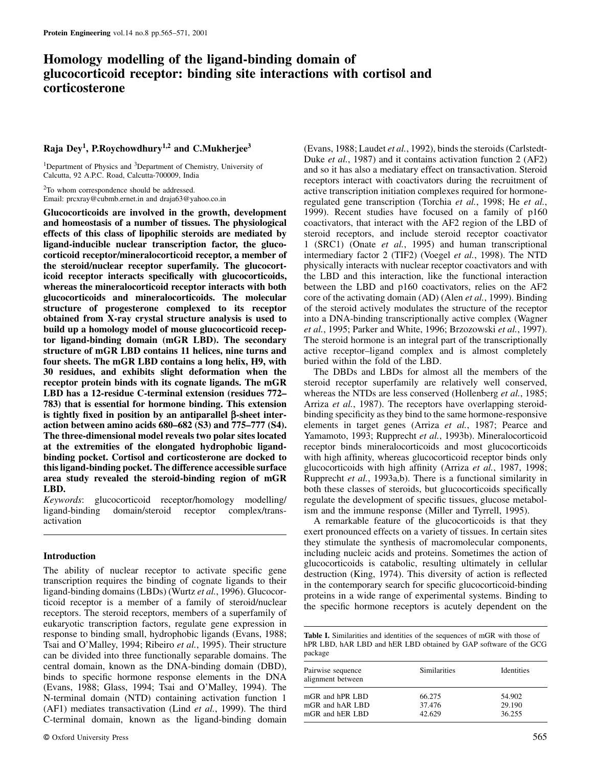# Homology modelling of the ligand-binding domain of glucocorticoid receptor: binding site interactions with cortisol and corticosterone

**Raja Dey[1], P.Roychowdhury[1,2] and C.Mukherjee[3]**

[1]Department of Physics and [3]Department of Chemistry, University of Calcutta, 92 A.P.C. Road, Calcutta-700009, India

[2]To whom correspondence should be addressed.
Email: prcxray@cubmb.ernet.in and draja63@yahoo.co.in

**Glucocorticoids are involved in the growth, development and homeostasis of a number of tissues. The physiological effects of this class of lipophilic steroids are mediated by ligand-inducible nuclear transcription factor, the glucocorticoid receptor/mineralocorticoid receptor, a member of the steroid/nuclear receptor superfamily. The glucocorticoid receptor interacts specifically with glucocorticoids, whereas the mineralocorticoid receptor interacts with both glucocorticoids and mineralocorticoids. The molecular structure of progesterone complexed to its receptor obtained from X-ray crystal structure analysis is used to build up a homology model of mouse glucocorticoid receptor ligand-binding domain (mGR LBD). The secondary structure of mGR LBD contains 11 helices, nine turns and four sheets. The mGR LBD contains a long helix, H9, with 30 residues, and exhibits slight deformation when the receptor protein binds with its cognate ligands. The mGR LBD has a 12-residue C-terminal extension (residues 772–783) that is essential for hormone binding. This extension is tightly fixed in position by an antiparallel β-sheet interaction between amino acids 680–682 (S3) and 775–777 (S4). The three-dimensional model reveals two polar sites located at the extremities of the elongated hydrophobic ligand-binding pocket. Cortisol and corticosterone are docked to this ligand-binding pocket. The difference accessible surface area study revealed the steroid-binding region of mGR LBD.**

*Keywords*: glucocorticoid receptor/homology modelling/ligand-binding domain/steroid receptor complex/transactivation

## Introduction

The ability of nuclear receptor to activate specific gene transcription requires the binding of cognate ligands to their ligand-binding domains (LBDs) (Wurtz *et al.*, 1996). Glucocorticoid receptor is a member of a family of steroid/nuclear receptors. The steroid receptors, members of a superfamily of eukaryotic transcription factors, regulate gene expression in response to binding small, hydrophobic ligands (Evans, 1988; Tsai and O'Malley, 1994; Ribeiro *et al.*, 1995). Their structure can be divided into three functionally separable domains. The central domain, known as the DNA-binding domain (DBD), binds to specific hormone response elements in the DNA (Evans, 1988; Glass, 1994; Tsai and O'Malley, 1994). The N-terminal domain (NTD) containing activation function 1 (AF1) mediates transactivation (Lind *et al.*, 1999). The third C-terminal domain, known as the ligand-binding domain (Evans, 1988; Laudet *et al.*, 1992), binds the steroids (Carlstedt-Duke *et al.*, 1987) and it contains activation function 2 (AF2) and so it has also a mediatary effect on transactivation. Steroid receptors interact with coactivators during the recruitment of active transcription initiation complexes required for hormone-regulated gene transcription (Torchia *et al.*, 1998; He *et al.*, 1999). Recent studies have focused on a family of p160 coactivators, that interact with the AF2 region of the LBD of steroid receptors, and include steroid receptor coactivator 1 (SRC1) (Onate *et al.*, 1995) and human transcriptional intermediary factor 2 (TIF2) (Voegel *et al.*, 1998). The NTD physically interacts with nuclear receptor coactivators and with the LBD and this interaction, like the functional interaction between the LBD and p160 coactivators, relies on the AF2 core of the activating domain (AD) (Alen *et al.*, 1999). Binding of the steroid actively modulates the structure of the receptor into a DNA-binding transcriptionally active complex (Wagner *et al.*, 1995; Parker and White, 1996; Brzozowski *et al.*, 1997). The steroid hormone is an integral part of the transcriptionally active receptor–ligand complex and is almost completely buried within the fold of the LBD.

The DBDs and LBDs for almost all the members of the steroid receptor superfamily are relatively well conserved, whereas the NTDs are less conserved (Hollenberg *et al.*, 1985; Arriza *et al.*, 1987). The receptors have overlapping steroid-binding specificity as they bind to the same hormone-responsive elements in target genes (Arriza *et al.*, 1987; Pearce and Yamamoto, 1993; Rupprecht *et al.*, 1993b). Mineralocorticoid receptor binds mineralocorticoids and most glucocorticoids with high affinity, whereas glucocorticoid receptor binds only glucocorticoids with high affinity (Arriza *et al.*, 1987, 1998; Rupprecht *et al.*, 1993a,b). There is a functional similarity in both these classes of steroids, but glucocorticoids specifically regulate the development of specific tissues, glucose metabolism and the immune response (Miller and Tyrrell, 1995).

A remarkable feature of the glucocorticoids is that they exert pronounced effects on a variety of tissues. In certain sites they stimulate the synthesis of macromolecular components, including nucleic acids and proteins. Sometimes the action of glucocorticoids is catabolic, resulting ultimately in cellular destruction (King, 1974). This diversity of action is reflected in the contemporary search for specific glucocorticoid-binding proteins in a wide range of experimental systems. Binding to the specific hormone receptors is acutely dependent on the

**Table I.** Similarities and identities of the sequences of mGR with those of hPR LBD, hAR LBD and hER LBD obtained by GAP software of the GCG package

| Pairwise sequence alignment between | Similarities | Identities |
|---|---|---|
| mGR and hPR LBD | 66.275 | 54.902 |
| mGR and hAR LBD | 37.476 | 29.190 |
| mGR and hER LBD | 42.629 | 36.255 |

© Oxford University Press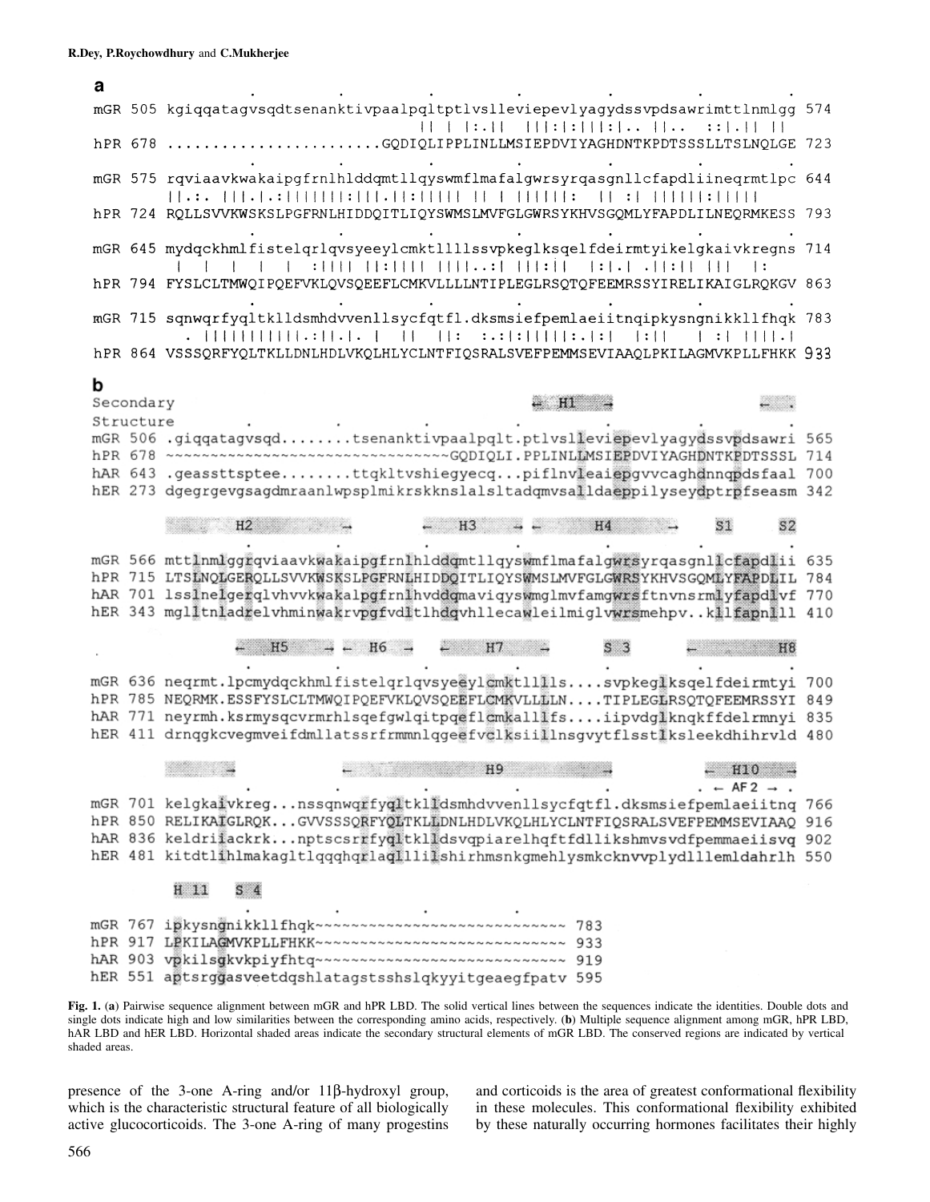**a**

```
mGR 505 kgiqqatagvsqdtsenanktivpaalpqltptlvslleviepevlyagydssvpdsawrimttlnmlgg 574
                                   || | |:.||  |||:|:|||:|.. ||..  ::|.|| ||
hPR 678 .......................GQDIQLIPPLINLLMSIEPDVIYAGHDNTKPDTSSSLLTSLNQLGE 723

mGR 575 rqviaavkwakaipgfrnlhlhddqmtllqyswmflmafalgwrsyrqasgnllcfapdliineqrmtlpc 644
        ||.:. |||.|.:|||||||:|||.||:||||| || | ||||||:  || :| |||||:|||||
hPR 724 RQLLSVVKWSKSLPGFRNLHIDDQITLIQYSWMSLMVFGLGWRSYKHVSGQMLYFAPDLILNEQRMKESS 793

mGR 645 mydqckhmlfistelqrlqvsyeeylcmktllllssvpkeglksqelfdeirmtyikelgkaivkregns 714
         |  |  |  |  |  :|||| ||:|||| ||||..:| |||:|| |:|.| .||:|| ||| |:
hPR 794 FYSLCLTMWQIPQEFVKLQVSQEEFLCMKVLLLLNTIPLEGLRSQTQFEEMRSSYIRELIKAIGLRQKGV 863

mGR 715 sqnwqrfyqltklldsmhdvvenllsycfqtfl.dksmsiefpemlaeiitnqipkysngnikkllfhqk 783
         . ||||||||||.:||.|. |  ||  ||:  :.:|:|||||:.|:| |:|| | :| ||||.|
hPR 864 VSSSQRFYQLTKLLDNLHDLVKQLHLYCLNTFIQSRALSVEFPEMMSEVIAAQLPKILAGMVKPLLFHKK 933
```

**b**

```
Secondary                                              ← H1 →               ←
Structure
mGR 506 .giqqatagvsqd........tsenanktivpaalpqlt.ptlvslleviepevlyagydssvpdsawri 565
hPR 678 ~~~~~~~~~~~~~~~~~~~~~~~~~~~~~~~~~GQDIQLI.PPLINLLMSIEPDVIYAGHDNTKPDTSSSL 714
hAR 643 .geassttsptee........ttqklltvshiegyecq...piflnvleaiepgvvcaghdnnqpdsfaal 700
hER 273 dgegrgevgsagdmraanlwpsplmikrskknslalsltadqmvsalldaeppilyseydptrpfseasm 342

            H2            →        ← H3   → ←     H4       →     S1     S2
mGR 566 mttlnmlggrqviaavkwakaipgfrnlhlhddqmtllqyswmflmafalgwrsyrqasgnllcfapdlii 635
hPR 715 LTSLNQLGERQLLSVVKWSKSLPGFRNLHIDDQITLIQYSWMSLMVFGLGWRSYKHVSGQMLYFAPDLIL 784
hAR 701 lsslnelgerqlvhvvkwakalpgfrnlhvddqmaviqyswmglmvfamgwrsftnvnsrmlyfapdlvf 770
hER 343 mgllltnladrelvhminwakrvpgfvdltlhdqvhllecawleilmiglvwrsmehpv..kllfapnlll 410

                  ← H5  → ← H6 →    ←  H7   →       S 3       ←         H8
mGR 636 neqrmt.lpcmydqckhmlfistelqrlqvsyeeylcmktllllls....svpkeglksqelfdeirmtyi 700
hPR 785 NEQRMK.ESSFYSLCLTMWQIPQEFVKLQVSQEEFLCMKVLLLLN....TIPLEGLRSQTQFEEMRSSYI 849
hAR 771 neyrmh.ksrmysqcvrmrhlsqefgwlqitpqeflcmkalllfs....iipvdglknqkffdelrmnyi 835
hER 411 drnqgkcvegmveifdmllatssrfrmmnlqgeefvclksiillnsgvytflsstlksleekdhihrvld 480

               →           ←            H9              →          ← H10 →
                                                                . ← AF2 → .
mGR 701 kelgkaivkreg...nssqnwqrfyqltklldsmhdvvenllsycfqtfl.dksmsiefpemlaeiitnq 766
hPR 850 RELIKAIGLRQK...GVVSSSQRFYQLTKLLDNLHDLVKQLHLYCLNTFIQSRALSVEFPEMMSEVIAAQ 916
hAR 836 keldriiackrk...nptscsrrfyqltklldsvqpiarelhqftfdllikshmvsvdfpemmaeiisvq 902
hER 481 kitdtlihlmakagltlqqqhqrlaqlllilshirhmsnkgmehlysmkcknvvplydlllemldahrlh 550

        H 11   S 4
mGR 767 ipkysngnikkllfhqk~~~~~~~~~~~~~~~~~~~~~~~~~~~~~~ 783
hPR 917 LPKILAGMVKPLLFHKK~~~~~~~~~~~~~~~~~~~~~~~~~~~~~~ 933
hAR 903 vpkilsgkvkpiyfhtq~~~~~~~~~~~~~~~~~~~~~~~~~~~~~~ 919
hER 551 aptsrggasveetdqshlatagstsshslqkyyitgeaegfpatv 595
```

**Fig. 1.** (**a**) Pairwise sequence alignment between mGR and hPR LBD. The solid vertical lines between the sequences indicate the identities. Double dots and single dots indicate high and low similarities between the corresponding amino acids, respectively. (**b**) Multiple sequence alignment among mGR, hPR LBD, hAR LBD and hER LBD. Horizontal shaded areas indicate the secondary structural elements of mGR LBD. The conserved regions are indicated by vertical shaded areas.

presence of the 3-one A-ring and/or 11β-hydroxyl group, which is the characteristic structural feature of all biologically active glucocorticoids. The 3-one A-ring of many progestins and corticoids is the area of greatest conformational flexibility in these molecules. This conformational flexibility exhibited by these naturally occurring hormones facilitates their highly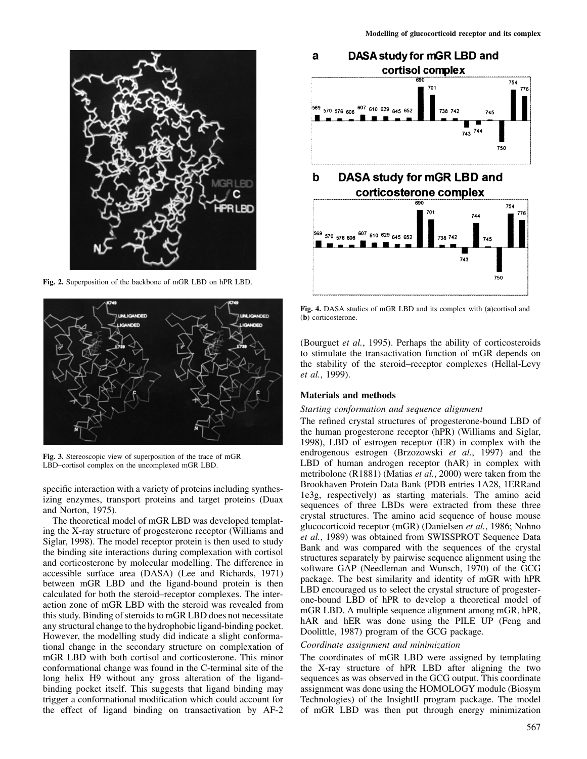Fig. 2. Superposition of the backbone of mGR LBD on hPR LBD.

Fig. 3. Stereoscopic view of superposition of the trace of mGR LBD–cortisol complex on the uncomplexed mGR LBD.

specific interaction with a variety of proteins including synthesizing enzymes, transport proteins and target proteins (Duax and Norton, 1975).

The theoretical model of mGR LBD was developed templating the X-ray structure of progesterone receptor (Williams and Siglar, 1998). The model receptor protein is then used to study the binding site interactions during complexation with cortisol and corticosterone by molecular modelling. The difference in accessible surface area (DASA) (Lee and Richards, 1971) between mGR LBD and the ligand-bound protein is then calculated for both the steroid–receptor complexes. The interaction zone of mGR LBD with the steroid was revealed from this study. Binding of steroids to mGR LBD does not necessitate any structural change to the hydrophobic ligand-binding pocket. However, the modelling study did indicate a slight conformational change in the secondary structure on complexation of mGR LBD with both cortisol and corticosterone. This minor conformational change was found in the C-terminal site of the long helix H9 without any gross alteration of the ligand-binding pocket itself. This suggests that ligand binding may trigger a conformational modification which could account for the effect of ligand binding on transactivation by AF-2 (Bourguet *et al.*, 1995). Perhaps the ability of corticosteroids to stimulate the transactivation function of mGR depends on the stability of the steroid–receptor complexes (Hellal-Levy *et al.*, 1999).

Fig. 4. DASA studies of mGR LBD and its complex with (**a**)cortisol and (**b**) corticosterone.

## Materials and methods

### *Starting conformation and sequence alignment*

The refined crystal structures of progesterone-bound LBD of the human progesterone receptor (hPR) (Williams and Siglar, 1998), LBD of estrogen receptor (ER) in complex with the endrogenous estrogen (Brzozowski *et al.*, 1997) and the LBD of human androgen receptor (hAR) in complex with metribolone (R1881) (Matias *et al.*, 2000) were taken from the Brookhaven Protein Data Bank (PDB entries 1A28, 1ERRand 1e3g, respectively) as starting materials. The amino acid sequences of three LBDs were extracted from these three crystal structures. The amino acid sequence of house mouse glucocorticoid receptor (mGR) (Danielsen *et al.*, 1986; Nohno *et al.*, 1989) was obtained from SWISSPROT Sequence Data Bank and was compared with the sequences of the crystal structures separately by pairwise sequence alignment using the software GAP (Needleman and Wunsch, 1970) of the GCG package. The best similarity and identity of mGR with hPR LBD encouraged us to select the crystal structure of progesterone-bound LBD of hPR to develop a theoretical model of mGR LBD. A multiple sequence alignment among mGR, hPR, hAR and hER was done using the PILE UP (Feng and Doolittle, 1987) program of the GCG package.

### *Coordinate assignment and minimization*

The coordinates of mGR LBD were assigned by templating the X-ray structure of hPR LBD after aligning the two sequences as was observed in the GCG output. This coordinate assignment was done using the HOMOLOGY module (Biosym Technologies) of the InsightII program package. The model of mGR LBD was then put through energy minimization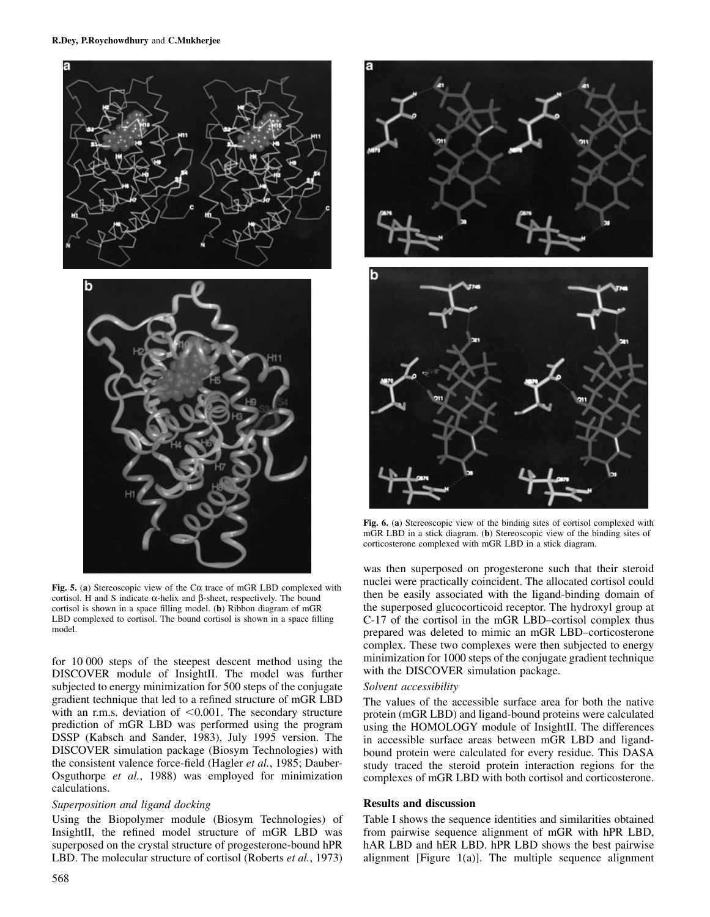**Fig. 5.** (**a**) Stereoscopic view of the Cα trace of mGR LBD complexed with cortisol. H and S indicate α-helix and β-sheet, respectively. The bound cortisol is shown in a space filling model. (**b**) Ribbon diagram of mGR LBD complexed to cortisol. The bound cortisol is shown in a space filling model.

**Fig. 6.** (**a**) Stereoscopic view of the binding sites of cortisol complexed with mGR LBD in a stick diagram. (**b**) Stereoscopic view of the binding sites of corticosterone complexed with mGR LBD in a stick diagram.

for 10 000 steps of the steepest descent method using the DISCOVER module of InsightII. The model was further subjected to energy minimization for 500 steps of the conjugate gradient technique that led to a refined structure of mGR LBD with an r.m.s. deviation of <0.001. The secondary structure prediction of mGR LBD was performed using the program DSSP (Kabsch and Sander, 1983), July 1995 version. The DISCOVER simulation package (Biosym Technologies) with the consistent valence force-field (Hagler *et al.*, 1985; Dauber-Osguthorpe *et al.*, 1988) was employed for minimization calculations.

### *Superposition and ligand docking*

Using the Biopolymer module (Biosym Technologies) of InsightII, the refined model structure of mGR LBD was superposed on the crystal structure of progesterone-bound hPR LBD. The molecular structure of cortisol (Roberts *et al.*, 1973) was then superposed on progesterone such that their steroid nuclei were practically coincident. The allocated cortisol could then be easily associated with the ligand-binding domain of the superposed glucocorticoid receptor. The hydroxyl group at C-17 of the cortisol in the mGR LBD–cortisol complex thus prepared was deleted to mimic an mGR LBD–corticosterone complex. These two complexes were then subjected to energy minimization for 1000 steps of the conjugate gradient technique with the DISCOVER simulation package.

### *Solvent accessibility*

The values of the accessible surface area for both the native protein (mGR LBD) and ligand-bound proteins were calculated using the HOMOLOGY module of InsightII. The differences in accessible surface areas between mGR LBD and ligand-bound protein were calculated for every residue. This DASA study traced the steroid protein interaction regions for the complexes of mGR LBD with both cortisol and corticosterone.

## Results and discussion

Table I shows the sequence identities and similarities obtained from pairwise sequence alignment of mGR with hPR LBD, hAR LBD and hER LBD. hPR LBD shows the best pairwise alignment [Figure 1(a)]. The multiple sequence alignment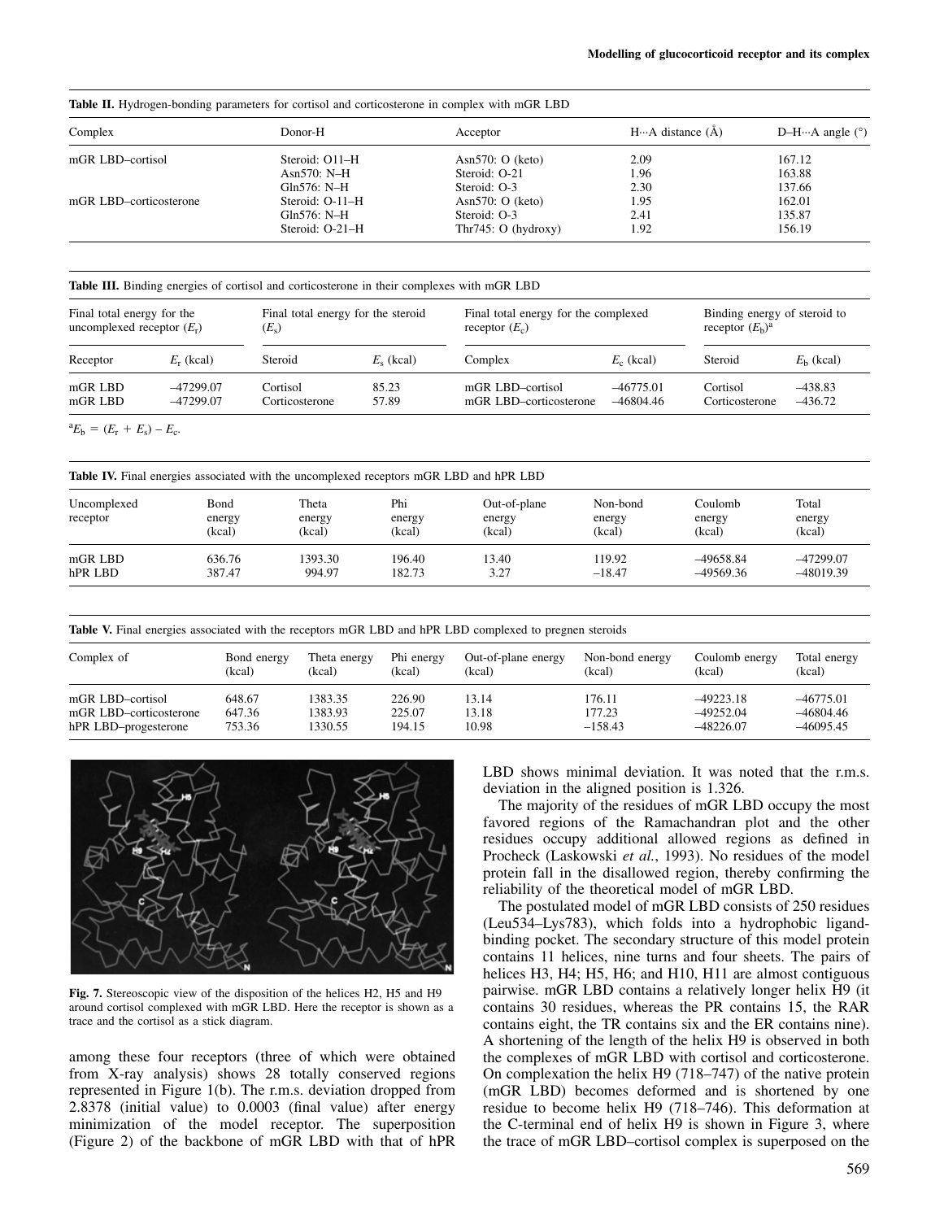**Table II.** Hydrogen-bonding parameters for cortisol and corticosterone in complex with mGR LBD

| Complex | Donor-H | Acceptor | H···A distance (Å) | D–H···A angle (°) |
|---|---|---|---|---|
| mGR LBD–cortisol | Steroid: O11–H | Asn570: O (keto) | 2.09 | 167.12 |
| | Asn570: N–H | Steroid: O-21 | 1.96 | 163.88 |
| | Gln576: N–H | Steroid: O-3 | 2.30 | 137.66 |
| mGR LBD–corticosterone | Steroid: O-11–H | Asn570: O (keto) | 1.95 | 162.01 |
| | Gln576: N–H | Steroid: O-3 | 2.41 | 135.87 |
| | Steroid: O-21–H | Thr745: O (hydroxy) | 1.92 | 156.19 |

**Table III.** Binding energies of cortisol and corticosterone in their complexes with mGR LBD

| Final total energy for the uncomplexed receptor ($E_r$) | | Final total energy for the steroid ($E_s$) | | Final total energy for the complexed receptor ($E_c$) | | Binding energy of steroid to receptor ($E_b$)[a] | |
|---|---|---|---|---|---|---|---|
| Receptor | $E_r$ (kcal) | Steroid | $E_s$ (kcal) | Complex | $E_c$ (kcal) | Steroid | $E_b$ (kcal) |
| mGR LBD | –47299.07 | Cortisol | 85.23 | mGR LBD–cortisol | –46775.01 | Cortisol | –438.83 |
| mGR LBD | –47299.07 | Corticosterone | 57.89 | mGR LBD–corticosterone | –46804.46 | Corticosterone | –436.72 |

[a] $E_b = (E_r + E_s) - E_c$.

**Table IV.** Final energies associated with the uncomplexed receptors mGR LBD and hPR LBD

| Uncomplexed receptor | Bond energy (kcal) | Theta energy (kcal) | Phi energy (kcal) | Out-of-plane energy (kcal) | Non-bond energy (kcal) | Coulomb energy (kcal) | Total energy (kcal) |
|---|---|---|---|---|---|---|---|
| mGR LBD | 636.76 | 1393.30 | 196.40 | 13.40 | 119.92 | –49658.84 | –47299.07 |
| hPR LBD | 387.47 | 994.97 | 182.73 | 3.27 | –18.47 | –49569.36 | –48019.39 |

**Table V.** Final energies associated with the receptors mGR LBD and hPR LBD complexed to pregnen steroids

| Complex of | Bond energy (kcal) | Theta energy (kcal) | Phi energy (kcal) | Out-of-plane energy (kcal) | Non-bond energy (kcal) | Coulomb energy (kcal) | Total energy (kcal) |
|---|---|---|---|---|---|---|---|
| mGR LBD–cortisol | 648.67 | 1383.35 | 226.90 | 13.14 | 176.11 | –49223.18 | –46775.01 |
| mGR LBD–corticosterone | 647.36 | 1383.93 | 225.07 | 13.18 | 177.23 | –49252.04 | –46804.46 |
| hPR LBD–progesterone | 753.36 | 1330.55 | 194.15 | 10.98 | –158.43 | –48226.07 | –46095.45 |

**Fig. 7.** Stereoscopic view of the disposition of the helices H2, H5 and H9 around cortisol complexed with mGR LBD. Here the receptor is shown as a trace and the cortisol as a stick diagram.

among these four receptors (three of which were obtained from X-ray analysis) shows 28 totally conserved regions represented in Figure 1(b). The r.m.s. deviation dropped from 2.8378 (initial value) to 0.0003 (final value) after energy minimization of the model receptor. The superposition (Figure 2) of the backbone of mGR LBD with that of hPR LBD shows minimal deviation. It was noted that the r.m.s. deviation in the aligned position is 1.326.

The majority of the residues of mGR LBD occupy the most favored regions of the Ramachandran plot and the other residues occupy additional allowed regions as defined in Procheck (Laskowski *et al.*, 1993). No residues of the model protein fall in the disallowed region, thereby confirming the reliability of the theoretical model of mGR LBD.

The postulated model of mGR LBD consists of 250 residues (Leu534–Lys783), which folds into a hydrophobic ligand-binding pocket. The secondary structure of this model protein contains 11 helices, nine turns and four sheets. The pairs of helices H3, H4; H5, H6; and H10, H11 are almost contiguous pairwise. mGR LBD contains a relatively longer helix H9 (it contains 30 residues, whereas the PR contains 15, the RAR contains eight, the TR contains six and the ER contains nine). A shortening of the length of the helix H9 is observed in both the complexes of mGR LBD with cortisol and corticosterone. On complexation the helix H9 (718–747) of the native protein (mGR LBD) becomes deformed and is shortened by one residue to become helix H9 (718–746). This deformation at the C-terminal end of helix H9 is shown in Figure 3, where the trace of mGR LBD–cortisol complex is superposed on the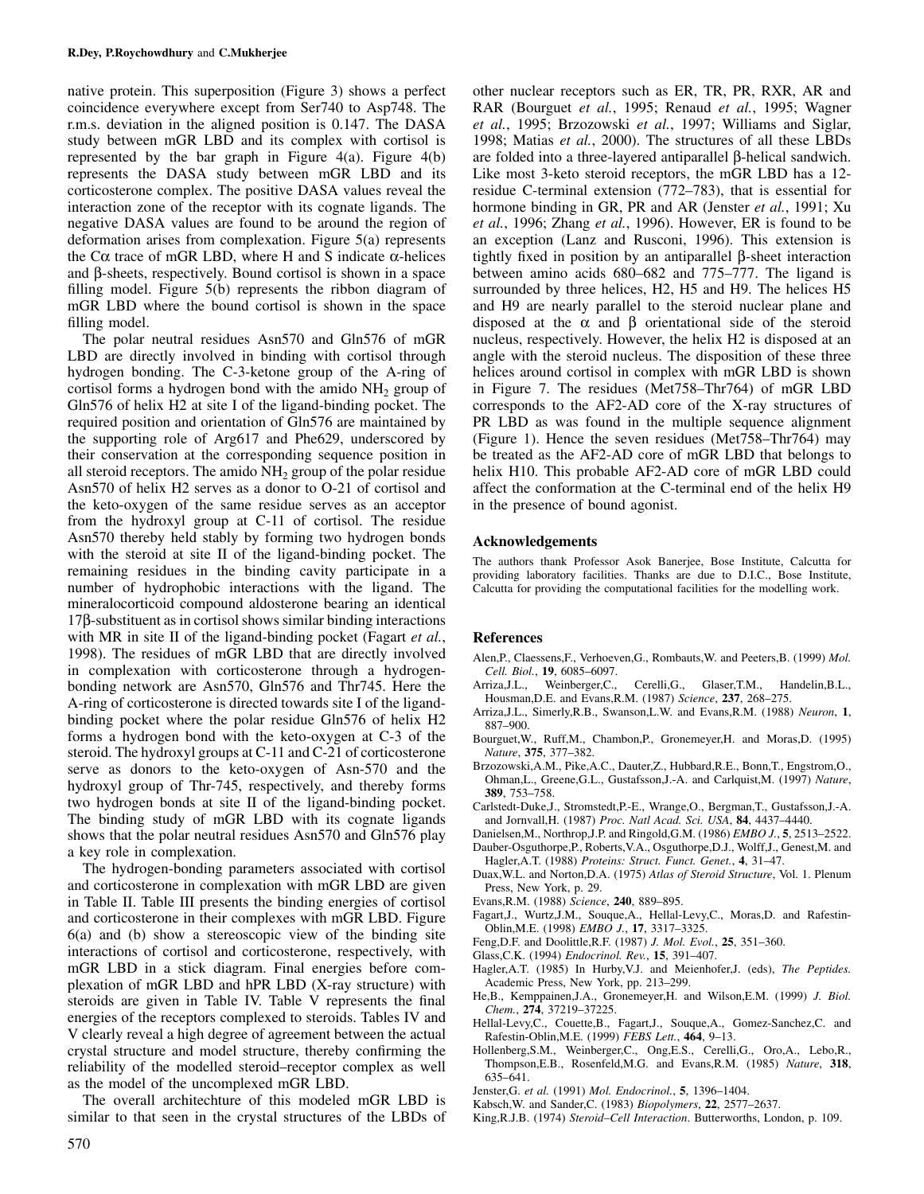native protein. This superposition (Figure 3) shows a perfect coincidence everywhere except from Ser740 to Asp748. The r.m.s. deviation in the aligned position is 0.147. The DASA study between mGR LBD and its complex with cortisol is represented by the bar graph in Figure 4(a). Figure 4(b) represents the DASA study between mGR LBD and its corticosterone complex. The positive DASA values reveal the interaction zone of the receptor with its cognate ligands. The negative DASA values are found to be around the region of deformation arises from complexation. Figure 5(a) represents the Cα trace of mGR LBD, where H and S indicate α-helices and β-sheets, respectively. Bound cortisol is shown in a space filling model. Figure 5(b) represents the ribbon diagram of mGR LBD where the bound cortisol is shown in the space filling model.

The polar neutral residues Asn570 and Gln576 of mGR LBD are directly involved in binding with cortisol through hydrogen bonding. The C-3-ketone group of the A-ring of cortisol forms a hydrogen bond with the amido $NH_2$ group of Gln576 of helix H2 at site I of the ligand-binding pocket. The required position and orientation of Gln576 are maintained by the supporting role of Arg617 and Phe629, underscored by their conservation at the corresponding sequence position in all steroid receptors. The amido $NH_2$ group of the polar residue Asn570 of helix H2 serves as a donor to O-21 of cortisol and the keto-oxygen of the same residue serves as an acceptor from the hydroxyl group at C-11 of cortisol. The residue Asn570 thereby held stably by forming two hydrogen bonds with the steroid at site II of the ligand-binding pocket. The remaining residues in the binding cavity participate in a number of hydrophobic interactions with the ligand. The mineralocorticoid compound aldosterone bearing an identical 17β-substituent as in cortisol shows similar binding interactions with MR in site II of the ligand-binding pocket (Fagart *et al.*, 1998). The residues of mGR LBD that are directly involved in complexation with corticosterone through a hydrogen-bonding network are Asn570, Gln576 and Thr745. Here the A-ring of corticosterone is directed towards site I of the ligand-binding pocket where the polar residue Gln576 of helix H2 forms a hydrogen bond with the keto-oxygen at C-3 of the steroid. The hydroxyl groups at C-11 and C-21 of corticosterone serve as donors to the keto-oxygen of Asn-570 and the hydroxyl group of Thr-745, respectively, and thereby forms two hydrogen bonds at site II of the ligand-binding pocket. The binding study of mGR LBD with its cognate ligands shows that the polar neutral residues Asn570 and Gln576 play a key role in complexation.

The hydrogen-bonding parameters associated with cortisol and corticosterone in complexation with mGR LBD are given in Table II. Table III presents the binding energies of cortisol and corticosterone in their complexes with mGR LBD. Figure 6(a) and (b) show a stereoscopic view of the binding site interactions of cortisol and corticosterone, respectively, with mGR LBD in a stick diagram. Final energies before complexation of mGR LBD and hPR LBD (X-ray structure) with steroids are given in Table IV. Table V represents the final energies of the receptors complexed to steroids. Tables IV and V clearly reveal a high degree of agreement between the actual crystal structure and model structure, thereby confirming the reliability of the modelled steroid–receptor complex as well as the model of the uncomplexed mGR LBD.

The overall architechture of this modeled mGR LBD is similar to that seen in the crystal structures of the LBDs of other nuclear receptors such as ER, TR, PR, RXR, AR and RAR (Bourguet *et al.*, 1995; Renaud *et al.*, 1995; Wagner *et al.*, 1995; Brzozowski *et al.*, 1997; Williams and Siglar, 1998; Matias *et al.*, 2000). The structures of all these LBDs are folded into a three-layered antiparallel β-helical sandwich. Like most 3-keto steroid receptors, the mGR LBD has a 12-residue C-terminal extension (772–783), that is essential for hormone binding in GR, PR and AR (Jenster *et al.*, 1991; Xu *et al.*, 1996; Zhang *et al.*, 1996). However, ER is found to be an exception (Lanz and Rusconi, 1996). This extension is tightly fixed in position by an antiparallel β-sheet interaction between amino acids 680–682 and 775–777. The ligand is surrounded by three helices, H2, H5 and H9. The helices H5 and H9 are nearly parallel to the steroid nuclear plane and disposed at the α and β orientational side of the steroid nucleus, respectively. However, the helix H2 is disposed at an angle with the steroid nucleus. The disposition of these three helices around cortisol in complex with mGR LBD is shown in Figure 7. The residues (Met758–Thr764) of mGR LBD corresponds to the AF2-AD core of the X-ray structures of PR LBD as was found in the multiple sequence alignment (Figure 1). Hence the seven residues (Met758–Thr764) may be treated as the AF2-AD core of mGR LBD that belongs to helix H10. This probable AF2-AD core of mGR LBD could affect the conformation at the C-terminal end of the helix H9 in the presence of bound agonist.

## Acknowledgements

The authors thank Professor Asok Banerjee, Bose Institute, Calcutta for providing laboratory facilities. Thanks are due to D.I.C., Bose Institute, Calcutta for providing the computational facilities for the modelling work.

## References

Alen,P., Claessens,F., Verhoeven,G., Rombauts,W. and Peeters,B. (1999) *Mol. Cell. Biol.*, **19**, 6085–6097.

Arriza,J.L., Weinberger,C., Cerelli,G., Glaser,T.M., Handelin,B.L., Housman,D.E. and Evans,R.M. (1987) *Science*, **237**, 268–275.

Arriza,J.L., Simerly,R.B., Swanson,L.W. and Evans,R.M. (1988) *Neuron*, **1**, 887–900.

Bourguet,W., Ruff,M., Chambon,P., Gronemeyer,H. and Moras,D. (1995) *Nature*, **375**, 377–382.

Brzozowski,A.M., Pike,A.C., Dauter,Z., Hubbard,R.E., Bonn,T., Engstrom,O., Ohman,L., Greene,G.L., Gustafsson,J.-A. and Carlquist,M. (1997) *Nature*, **389**, 753–758.

Carlstedt-Duke,J., Stromstedt,P.-E., Wrange,O., Bergman,T., Gustafsson,J.-A. and Jornvall,H. (1987) *Proc. Natl Acad. Sci. USA*, **84**, 4437–4440.

Danielsen,M., Northrop,J.P. and Ringold,G.M. (1986) *EMBO J.*, **5**, 2513–2522.

Dauber-Osguthorpe,P., Roberts,V.A., Osguthorpe,D.J., Wolff,J., Genest,M. and Hagler,A.T. (1988) *Proteins: Struct. Funct. Genet.*, **4**, 31–47.

Duax,W.L. and Norton,D.A. (1975) *Atlas of Steroid Structure*, Vol. 1. Plenum Press, New York, p. 29.

Evans,R.M. (1988) *Science*, **240**, 889–895.

Fagart,J., Wurtz,J.M., Souque,A., Hellal-Levy,C., Moras,D. and Rafestin-Oblin,M.E. (1998) *EMBO J.*, **17**, 3317–3325.

Feng,D.F. and Doolittle,R.F. (1987) *J. Mol. Evol.*, **25**, 351–360.

Glass,C.K. (1994) *Endocrinol. Rev.*, **15**, 391–407.

Hagler,A.T. (1985) In Hurby,V.J. and Meienhofer,J. (eds), *The Peptides.* Academic Press, New York, pp. 213–299.

He,B., Kemppainen,J.A., Gronemeyer,H. and Wilson,E.M. (1999) *J. Biol. Chem.*, **274**, 37219–37225.

Hellal-Levy,C., Couette,B., Fagart,J., Souque,A., Gomez-Sanchez,C. and Rafestin-Oblin,M.E. (1999) *FEBS Lett.*, **464**, 9–13.

Hollenberg,S.M., Weinberger,C., Ong,E.S., Cerelli,G., Oro,A., Lebo,R., Thompson,E.B., Rosenfeld,M.G. and Evans,R.M. (1985) *Nature*, **318**, 635–641.

Jenster,G. *et al.* (1991) *Mol. Endocrinol.*, **5**, 1396–1404.

Kabsch,W. and Sander,C. (1983) *Biopolymers*, **22**, 2577–2637.

King,R.J.B. (1974) *Steroid–Cell Interaction*. Butterworths, London, p. 109.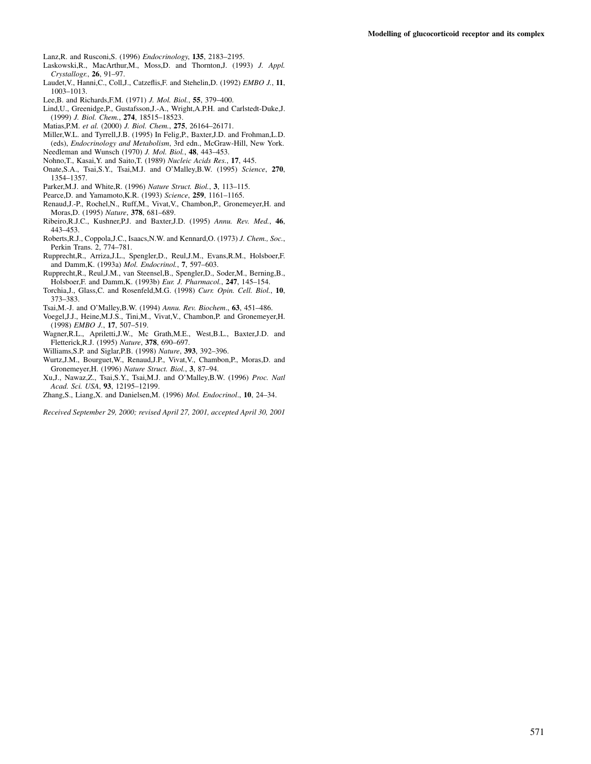Lanz,R. and Rusconi,S. (1996) *Endocrinology*, **135**, 2183–2195.

Laskowski,R., MacArthur,M., Moss,D. and Thornton,J. (1993) *J. Appl. Crystallogr.*, **26**, 91–97.

Laudet,V., Hanni,C., Coll,J., Catzeflis,F. and Stehelin,D. (1992) *EMBO J.*, **11**, 1003–1013.

Lee,B. and Richards,F.M. (1971) *J. Mol. Biol.*, **55**, 379–400.

Lind,U., Greenidge,P., Gustafsson,J.-A., Wright,A.P.H. and Carlstedt-Duke,J. (1999) *J. Biol. Chem.*, **274**, 18515–18523.

Matias,P.M. *et al.* (2000) *J. Biol. Chem.*, **275**, 26164–26171.

Miller,W.L. and Tyrrell,J.B. (1995) In Felig,P., Baxter,J.D. and Frohman,L.D. (eds), *Endocrinology and Metabolism*, 3rd edn., McGraw-Hill, New York.

Needleman and Wunsch (1970) *J. Mol. Biol.*, **48**, 443–453.

Nohno,T., Kasai,Y. and Saito,T. (1989) *Nucleic Acids Res.*, **17**, 445.

Onate,S.A., Tsai,S.Y., Tsai,M.J. and O'Malley,B.W. (1995) *Science*, **270**, 1354–1357.

Parker,M.J. and White,R. (1996) *Nature Struct. Biol.*, **3**, 113–115.

Pearce,D. and Yamamoto,K.R. (1993) *Science*, **259**, 1161–1165.

Renaud,J.-P., Rochel,N., Ruff,M., Vivat,V., Chambon,P., Gronemeyer,H. and Moras,D. (1995) *Nature*, **378**, 681–689.

Ribeiro,R.J.C., Kushner,P.J. and Baxter,J.D. (1995) *Annu. Rev. Med.*, **46**, 443–453.

Roberts,R.J., Coppola,J.C., Isaacs,N.W. and Kennard,O. (1973) *J. Chem., Soc.*, Perkin Trans. 2, 774–781.

Rupprecht,R., Arriza,J.L., Spengler,D., Reul,J.M., Evans,R.M., Holsboer,F. and Damm,K. (1993a) *Mol. Endocrinol.*, **7**, 597–603.

Rupprecht,R., Reul,J.M., van Steensel,B., Spengler,D., Soder,M., Berning,B., Holsboer,F. and Damm,K. (1993b) *Eur. J. Pharmacol.*, **247**, 145–154.

Torchia,J., Glass,C. and Rosenfeld,M.G. (1998) *Curr. Opin. Cell. Biol.*, **10**, 373–383.

Tsai,M.-J. and O'Malley,B.W. (1994) *Annu. Rev. Biochem*., **63**, 451–486.

Voegel,J.J., Heine,M.J.S., Tini,M., Vivat,V., Chambon,P. and Gronemeyer,H. (1998) *EMBO J.*, **17**, 507–519.

Wagner,R.L., Apriletti,J.W., Mc Grath,M.E., West,B.L., Baxter,J.D. and Fletterick,R.J. (1995) *Nature*, **378**, 690–697.

Williams,S.P. and Siglar,P.B. (1998) *Nature*, **393**, 392–396.

Wurtz,J.M., Bourguet,W., Renaud,J.P., Vivat,V., Chambon,P., Moras,D. and Gronemeyer,H. (1996) *Nature Struct. Biol.*, **3**, 87–94.

Xu,J., Nawaz,Z., Tsai,S.Y., Tsai,M.J. and O'Malley,B.W. (1996) *Proc. Natl Acad. Sci. USA*, **93**, 12195–12199.

Zhang,S., Liang,X. and Danielsen,M. (1996) *Mol. Endocrinol*., **10**, 24–34.

*Received September 29, 2000; revised April 27, 2001, accepted April 30, 2001*